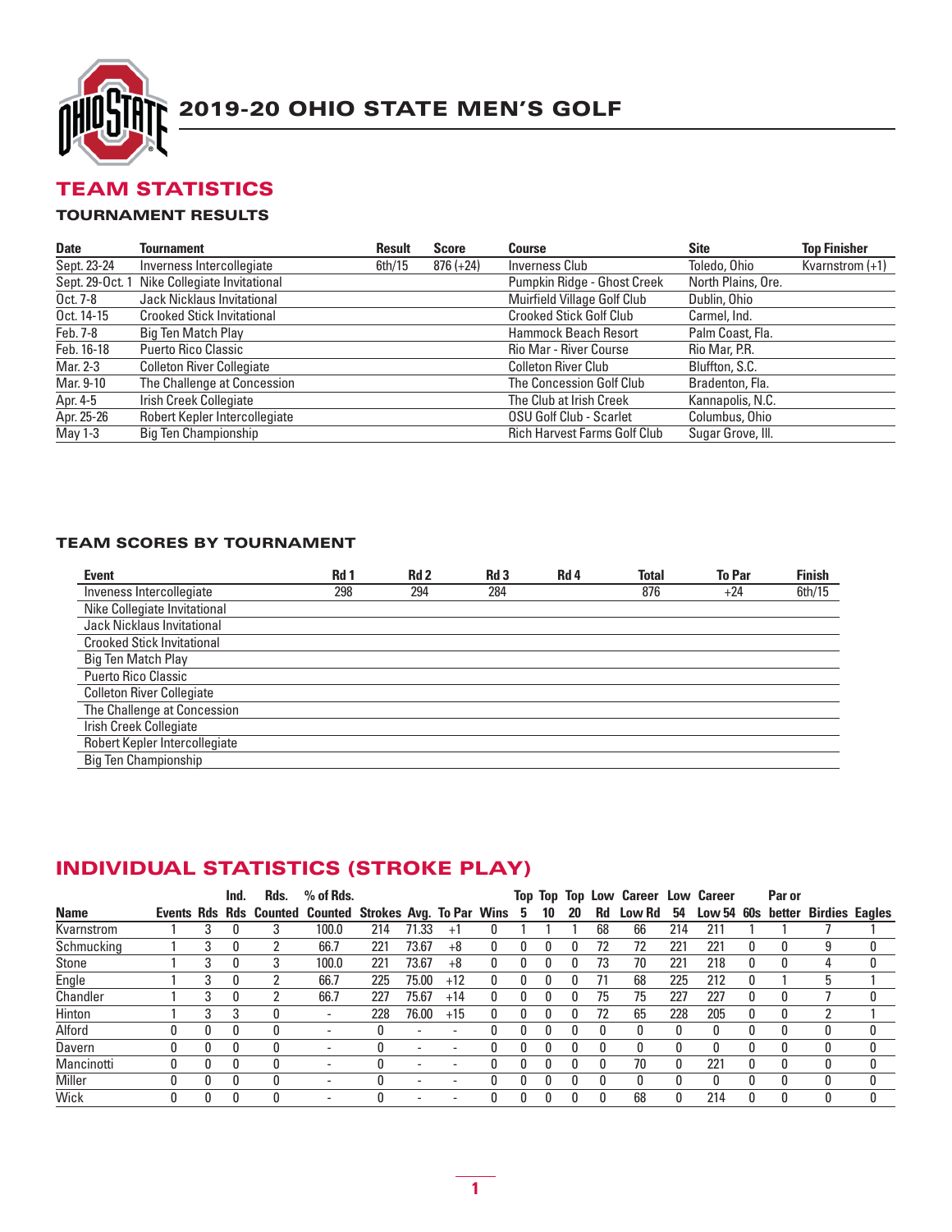# 2019-20 OHIO STATE MEN'S GOLF

## TEAM STATISTICS

### TOURNAMENT RESULTS

| Date | Tournament | Result | Score | Course | Site | Top Finisher |
|---|---|---|---|---|---|---|
| Sept. 23-24 | Inverness Intercollegiate | 6th/15 | 876 (+24) | Inverness Club | Toledo, Ohio | Kvarnstrom (+1) |
| Sept. 29-Oct. 1 | Nike Collegiate Invitational | | | Pumpkin Ridge - Ghost Creek | North Plains, Ore. | |
| Oct. 7-8 | Jack Nicklaus Invitational | | | Muirfield Village Golf Club | Dublin, Ohio | |
| Oct. 14-15 | Crooked Stick Invitational | | | Crooked Stick Golf Club | Carmel, Ind. | |
| Feb. 7-8 | Big Ten Match Play | | | Hammock Beach Resort | Palm Coast, Fla. | |
| Feb. 16-18 | Puerto Rico Classic | | | Rio Mar - River Course | Rio Mar, P.R. | |
| Mar. 2-3 | Colleton River Collegiate | | | Colleton River Club | Bluffton, S.C. | |
| Mar. 9-10 | The Challenge at Concession | | | The Concession Golf Club | Bradenton, Fla. | |
| Apr. 4-5 | Irish Creek Collegiate | | | The Club at Irish Creek | Kannapolis, N.C. | |
| Apr. 25-26 | Robert Kepler Intercollegiate | | | OSU Golf Club - Scarlet | Columbus, Ohio | |
| May 1-3 | Big Ten Championship | | | Rich Harvest Farms Golf Club | Sugar Grove, Ill. | |

### TEAM SCORES BY TOURNAMENT

| Event | Rd 1 | Rd 2 | Rd 3 | Rd 4 | Total | To Par | Finish |
|---|---|---|---|---|---|---|---|
| Inveness Intercollegiate | 298 | 294 | 284 | | 876 | +24 | 6th/15 |
| Nike Collegiate Invitational | | | | | | | |
| Jack Nicklaus Invitational | | | | | | | |
| Crooked Stick Invitational | | | | | | | |
| Big Ten Match Play | | | | | | | |
| Puerto Rico Classic | | | | | | | |
| Colleton River Collegiate | | | | | | | |
| The Challenge at Concession | | | | | | | |
| Irish Creek Collegiate | | | | | | | |
| Robert Kepler Intercollegiate | | | | | | | |
| Big Ten Championship | | | | | | | |

## INDIVIDUAL STATISTICS (STROKE PLAY)

| Name | Events | Rds | Ind. Rds | Rds. Counted | % of Rds. Counted | Strokes | Avg. | To Par | Wins | Top 5 | Top 10 | Top 20 | Low Rd | Career Low Rd | Low 54 | Career Low 54 | 60s | Par or better | Birdies | Eagles |
|---|---|---|---|---|---|---|---|---|---|---|---|---|---|---|---|---|---|---|---|---|
| Kvarnstrom | 1 | 3 | 0 | 3 | 100.0 | 214 | 71.33 | +1 | 0 | 1 | 1 | 1 | 68 | 66 | 214 | 211 | 1 | 1 | 7 | 1 |
| Schmucking | 1 | 3 | 0 | 2 | 66.7 | 221 | 73.67 | +8 | 0 | 0 | 0 | 0 | 72 | 72 | 221 | 221 | 0 | 0 | 9 | 0 |
| Stone | 1 | 3 | 0 | 3 | 100.0 | 221 | 73.67 | +8 | 0 | 0 | 0 | 0 | 73 | 70 | 221 | 218 | 0 | 0 | 4 | 0 |
| Engle | 1 | 3 | 0 | 2 | 66.7 | 225 | 75.00 | +12 | 0 | 0 | 0 | 0 | 71 | 68 | 225 | 212 | 0 | 1 | 5 | 1 |
| Chandler | 1 | 3 | 0 | 2 | 66.7 | 227 | 75.67 | +14 | 0 | 0 | 0 | 0 | 75 | 75 | 227 | 227 | 0 | 0 | 7 | 0 |
| Hinton | 1 | 3 | 3 | 0 | - | 228 | 76.00 | +15 | 0 | 0 | 0 | 0 | 72 | 65 | 228 | 205 | 0 | 0 | 2 | 1 |
| Alford | 0 | 0 | 0 | 0 | - | 0 | - | - | 0 | 0 | 0 | 0 | 0 | 0 | 0 | 0 | 0 | 0 | 0 | 0 |
| Davern | 0 | 0 | 0 | 0 | - | 0 | - | - | 0 | 0 | 0 | 0 | 0 | 0 | 0 | 0 | 0 | 0 | 0 | 0 |
| Mancinotti | 0 | 0 | 0 | 0 | - | 0 | - | - | 0 | 0 | 0 | 0 | 0 | 70 | 0 | 221 | 0 | 0 | 0 | 0 |
| Miller | 0 | 0 | 0 | 0 | - | 0 | - | - | 0 | 0 | 0 | 0 | 0 | 0 | 0 | 0 | 0 | 0 | 0 | 0 |
| Wick | 0 | 0 | 0 | 0 | - | 0 | - | - | 0 | 0 | 0 | 0 | 0 | 68 | 0 | 214 | 0 | 0 | 0 | 0 |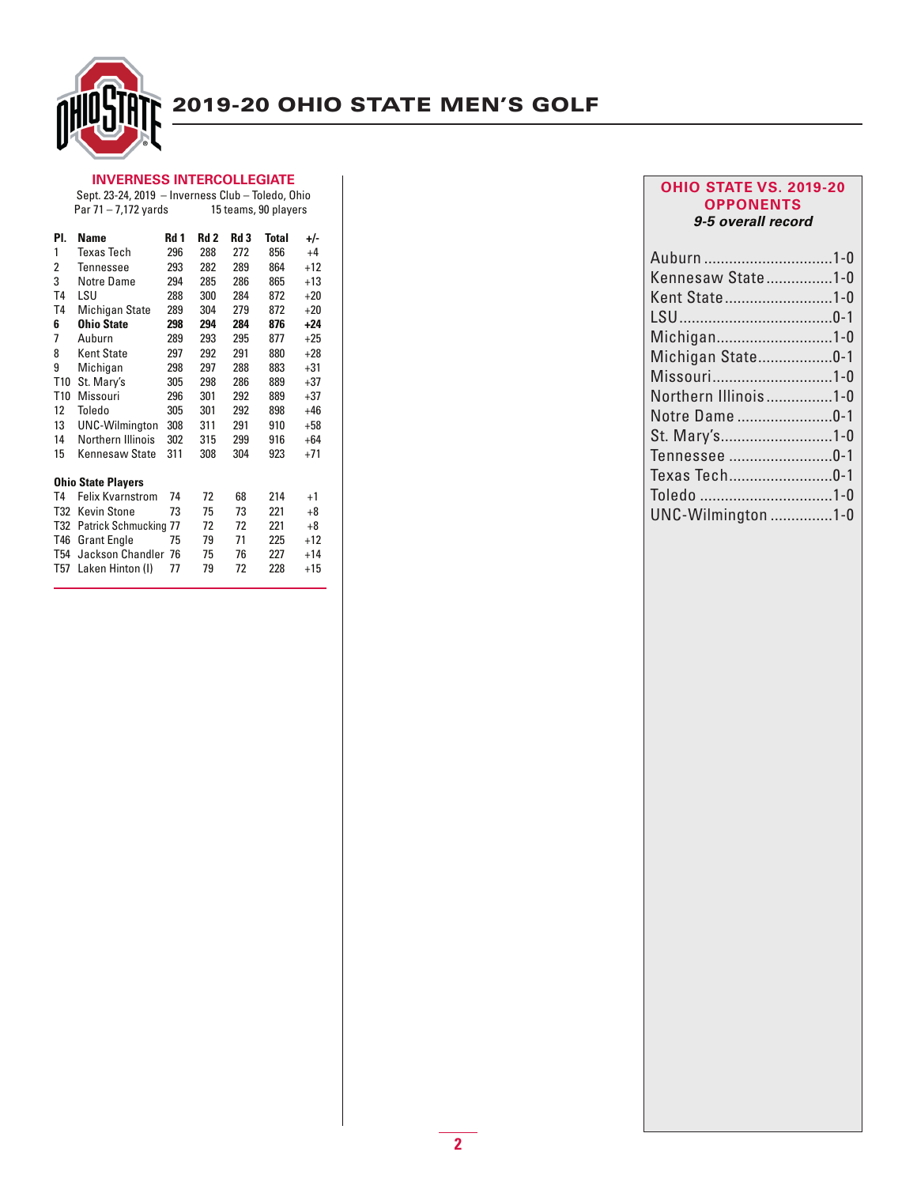# 2019-20 OHIO STATE MEN'S GOLF

## INVERNESS INTERCOLLEGIATE

Sept. 23-24, 2019 – Inverness Club – Toledo, Ohio
Par 71 – 7,172 yards    15 teams, 90 players

| Pl. | Name | Rd 1 | Rd 2 | Rd 3 | Total | +/- |
|---|---|---|---|---|---|---|
| 1 | Texas Tech | 296 | 288 | 272 | 856 | +4 |
| 2 | Tennessee | 293 | 282 | 289 | 864 | +12 |
| 3 | Notre Dame | 294 | 285 | 286 | 865 | +13 |
| T4 | LSU | 288 | 300 | 284 | 872 | +20 |
| T4 | Michigan State | 289 | 304 | 279 | 872 | +20 |
| **6** | **Ohio State** | **298** | **294** | **284** | **876** | **+24** |
| 7 | Auburn | 289 | 293 | 295 | 877 | +25 |
| 8 | Kent State | 297 | 292 | 291 | 880 | +28 |
| 9 | Michigan | 298 | 297 | 288 | 883 | +31 |
| T10 | St. Mary's | 305 | 298 | 286 | 889 | +37 |
| T10 | Missouri | 296 | 301 | 292 | 889 | +37 |
| 12 | Toledo | 305 | 301 | 292 | 898 | +46 |
| 13 | UNC-Wilmington | 308 | 311 | 291 | 910 | +58 |
| 14 | Northern Illinois | 302 | 315 | 299 | 916 | +64 |
| 15 | Kennesaw State | 311 | 308 | 304 | 923 | +71 |

**Ohio State Players**

| Pl. | Name | Rd 1 | Rd 2 | Rd 3 | Total | +/- |
|---|---|---|---|---|---|---|
| T4 | Felix Kvarnstrom | 74 | 72 | 68 | 214 | +1 |
| T32 | Kevin Stone | 73 | 75 | 73 | 221 | +8 |
| T32 | Patrick Schmucking | 77 | 72 | 72 | 221 | +8 |
| T46 | Grant Engle | 75 | 79 | 71 | 225 | +12 |
| T54 | Jackson Chandler | 76 | 75 | 76 | 227 | +14 |
| T57 | Laken Hinton (I) | 77 | 79 | 72 | 228 | +15 |

## OHIO STATE VS. 2019-20 OPPONENTS

***9-5 overall record***

| Opponent | Record |
|---|---|
| Auburn | 1-0 |
| Kennesaw State | 1-0 |
| Kent State | 1-0 |
| LSU | 0-1 |
| Michigan | 1-0 |
| Michigan State | 0-1 |
| Missouri | 1-0 |
| Northern Illinois | 1-0 |
| Notre Dame | 0-1 |
| St. Mary's | 1-0 |
| Tennessee | 0-1 |
| Texas Tech | 0-1 |
| Toledo | 1-0 |
| UNC-Wilmington | 1-0 |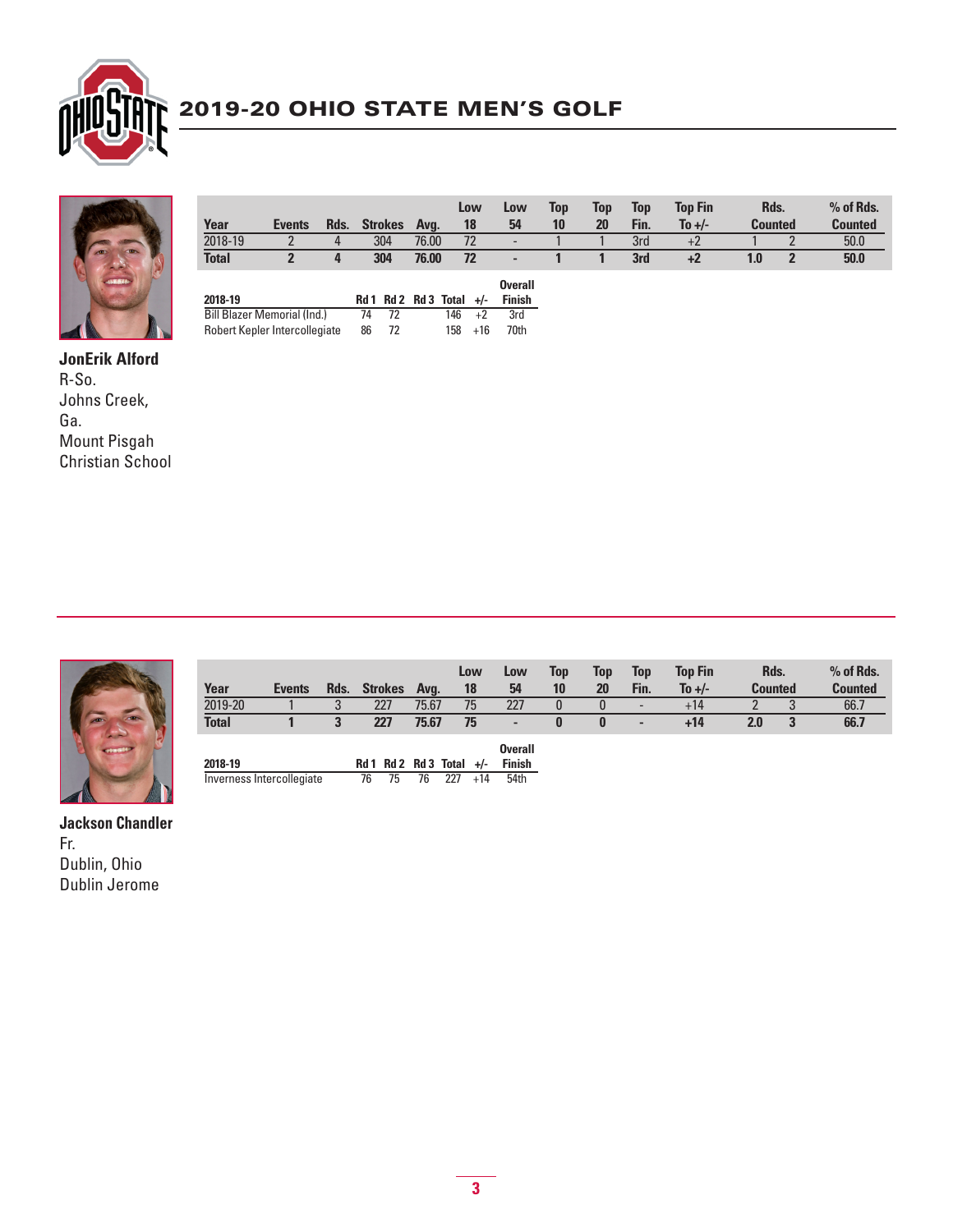# 2019-20 OHIO STATE MEN'S GOLF

**JonErik Alford**
R-So.
Johns Creek, Ga.
Mount Pisgah Christian School

| Year | Events | Rds. | Strokes | Avg. | Low 18 | Low 54 | Top 10 | Top 20 | Top Fin. | Top Fin To +/- | Rds. Counted | | % of Rds. Counted |
|---|---|---|---|---|---|---|---|---|---|---|---|---|---|
| 2018-19 | 2 | 4 | 304 | 76.00 | 72 | - | 1 | 1 | 3rd | +2 | 1 | 2 | 50.0 |
| **Total** | **2** | **4** | **304** | **76.00** | **72** | **-** | **1** | **1** | **3rd** | **+2** | **1.0** | **2** | **50.0** |

| 2018-19 | Rd 1 | Rd 2 | Rd 3 | Total | +/- | Overall Finish |
|---|---|---|---|---|---|---|
| Bill Blazer Memorial (Ind.) | 74 | 72 | | 146 | +2 | 3rd |
| Robert Kepler Intercollegiate | 86 | 72 | | 158 | +16 | 70th |

**Jackson Chandler**
Fr.
Dublin, Ohio
Dublin Jerome

| Year | Events | Rds. | Strokes | Avg. | Low 18 | Low 54 | Top 10 | Top 20 | Top Fin. | Top Fin To +/- | Rds. Counted | | % of Rds. Counted |
|---|---|---|---|---|---|---|---|---|---|---|---|---|---|
| 2019-20 | 1 | 3 | 227 | 75.67 | 75 | 227 | 0 | 0 | - | +14 | 2 | 3 | 66.7 |
| **Total** | **1** | **3** | **227** | **75.67** | **75** | **-** | **0** | **0** | **-** | **+14** | **2.0** | **3** | **66.7** |

| 2018-19 | Rd 1 | Rd 2 | Rd 3 | Total | +/- | Overall Finish |
|---|---|---|---|---|---|---|
| Inverness Intercollegiate | 76 | 75 | 76 | 227 | +14 | 54th |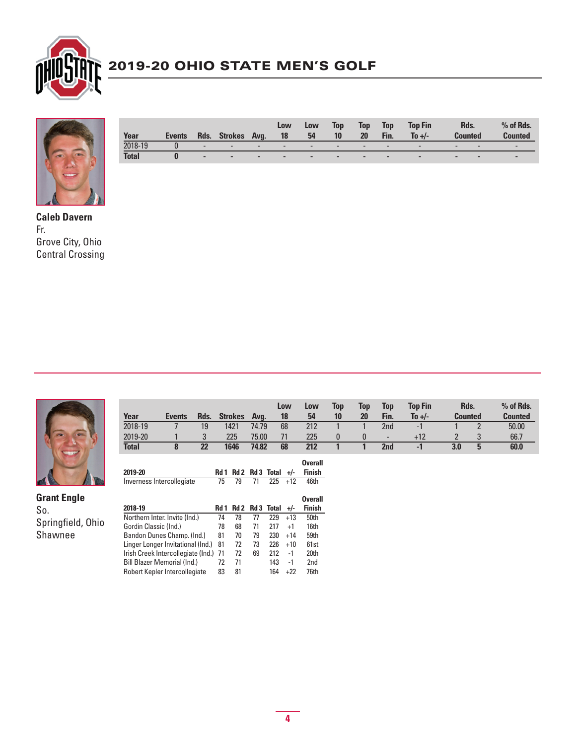# 2019-20 OHIO STATE MEN'S GOLF

**Caleb Davern**
Fr.
Grove City, Ohio
Central Crossing

| Year | Events | Rds. | Strokes | Avg. | Low 18 | Low 54 | Top 10 | Top 20 | Top Fin. | Top Fin To +/- | Rds. Counted | | % of Rds. Counted |
|---|---|---|---|---|---|---|---|---|---|---|---|---|---|
| 2018-19 | 0 | - | - | - | - | - | - | - | - | - | - | - | - |
| **Total** | **0** | **-** | **-** | **-** | **-** | **-** | **-** | **-** | **-** | **-** | **-** | **-** | **-** |

**Grant Engle**
So.
Springfield, Ohio
Shawnee

| Year | Events | Rds. | Strokes | Avg. | Low 18 | Low 54 | Top 10 | Top 20 | Top Fin. | Top Fin To +/- | Rds. Counted | | % of Rds. Counted |
|---|---|---|---|---|---|---|---|---|---|---|---|---|---|
| 2018-19 | 7 | 19 | 1421 | 74.79 | 68 | 212 | 1 | 1 | 2nd | -1 | 1 | 2 | 50.00 |
| 2019-20 | 1 | 3 | 225 | 75.00 | 71 | 225 | 0 | 0 | - | +12 | 2 | 3 | 66.7 |
| **Total** | **8** | **22** | **1646** | **74.82** | **68** | **212** | **1** | **1** | **2nd** | **-1** | **3.0** | **5** | **60.0** |

| 2019-20 | Rd 1 | Rd 2 | Rd 3 | Total | +/- | Overall Finish |
|---|---|---|---|---|---|---|
| Inverness Intercollegiate | 75 | 79 | 71 | 225 | +12 | 46th |

| 2018-19 | Rd 1 | Rd 2 | Rd 3 | Total | +/- | Overall Finish |
|---|---|---|---|---|---|---|
| Northern Inter. Invite (Ind.) | 74 | 78 | 77 | 229 | +13 | 50th |
| Gordin Classic (Ind.) | 78 | 68 | 71 | 217 | +1 | 16th |
| Bandon Dunes Champ. (Ind.) | 81 | 70 | 79 | 230 | +14 | 59th |
| Linger Longer Invitational (Ind.) | 81 | 72 | 73 | 226 | +10 | 61st |
| Irish Creek Intercollegiate (Ind.) | 71 | 72 | 69 | 212 | -1 | 20th |
| Bill Blazer Memorial (Ind.) | 72 | 71 | | 143 | -1 | 2nd |
| Robert Kepler Intercollegiate | 83 | 81 | | 164 | +22 | 76th |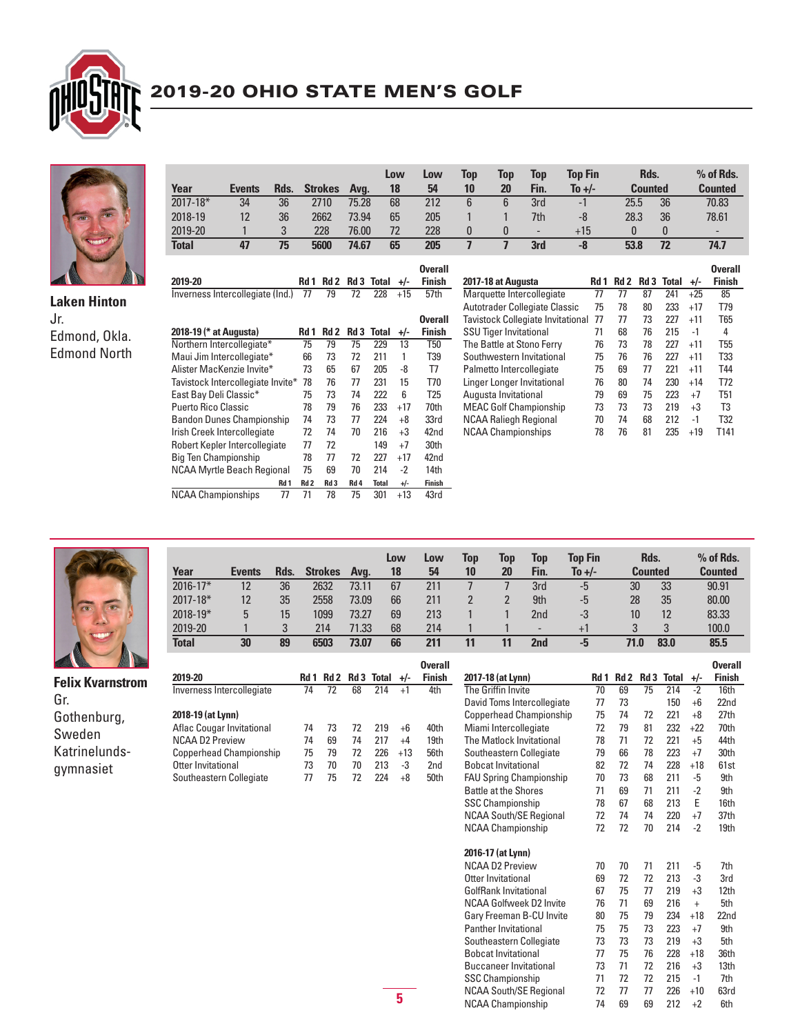## 2019-20 OHIO STATE MEN'S GOLF

### Laken Hinton
Jr.
Edmond, Okla.
Edmond North

| Year | Events | Rds. | Strokes | Avg. | Low 18 | Low 54 | Top 10 | Top 20 | Top Fin. | Top Fin To +/- | Rds. Counted | | % of Rds. Counted |
|---|---|---|---|---|---|---|---|---|---|---|---|---|---|
| 2017-18* | 34 | 36 | 2710 | 75.28 | 68 | 212 | 6 | 6 | 3rd | -1 | 25.5 | 36 | 70.83 |
| 2018-19 | 12 | 36 | 2662 | 73.94 | 65 | 205 | 1 | 1 | 7th | -8 | 28.3 | 36 | 78.61 |
| 2019-20 | 1 | 3 | 228 | 76.00 | 72 | 228 | 0 | 0 | - | +15 | 0 | 0 | - |
| **Total** | **47** | **75** | **5600** | **74.67** | **65** | **205** | **7** | **7** | **3rd** | **-8** | **53.8** | **72** | **74.7** |

| 2019-20 | Rd 1 | Rd 2 | Rd 3 | Total | +/- | Overall Finish |
|---|---|---|---|---|---|---|
| Inverness Intercollegiate (Ind.) | 77 | 79 | 72 | 228 | +15 | 57th |

| 2018-19 (* at Augusta) | Rd 1 | Rd 2 | Rd 3 | Rd 4 | Total | +/- | Overall Finish |
|---|---|---|---|---|---|---|---|
| Northern Intercollegiate* | 75 | 79 | 75 | | 229 | 13 | T50 |
| Maui Jim Intercollegiate* | 66 | 73 | 72 | | 211 | 1 | T39 |
| Alister MacKenzie Invite* | 73 | 65 | 67 | | 205 | -8 | T7 |
| Tavistock Intercollegiate Invite* | 78 | 76 | 77 | | 231 | 15 | T70 |
| East Bay Deli Classic* | 75 | 73 | 74 | | 222 | 6 | T25 |
| Puerto Rico Classic | 78 | 79 | 76 | | 233 | +17 | 70th |
| Bandon Dunes Championship | 74 | 73 | 77 | | 224 | +8 | 33rd |
| Irish Creek Intercollegiate | 72 | 74 | 70 | | 216 | +3 | 42nd |
| Robert Kepler Intercollegiate | 77 | 72 | | | 149 | +7 | 30th |
| Big Ten Championship | 78 | 77 | 72 | | 227 | +17 | 42nd |
| NCAA Myrtle Beach Regional | 75 | 69 | 70 | | 214 | -2 | 14th |
| NCAA Championships | 77 | 71 | 78 | 75 | 301 | +13 | 43rd |

| 2017-18 at Augusta | Rd 1 | Rd 2 | Rd 3 | Total | +/- | Overall Finish |
|---|---|---|---|---|---|---|
| Marquette Intercollegiate | 77 | 77 | 87 | 241 | +25 | 85 |
| Autotrader Collegiate Classic | 75 | 78 | 80 | 233 | +17 | T79 |
| Tavistock Collegiate Invitational | 77 | 77 | 73 | 227 | +11 | T65 |
| SSU Tiger Invitational | 71 | 68 | 76 | 215 | -1 | 4 |
| The Battle at Stono Ferry | 76 | 73 | 78 | 227 | +11 | T55 |
| Southwestern Invitational | 75 | 76 | 76 | 227 | +11 | T33 |
| Palmetto Intercollegiate | 75 | 69 | 77 | 221 | +11 | T44 |
| Linger Longer Invitational | 76 | 80 | 74 | 230 | +14 | T72 |
| Augusta Invitational | 79 | 69 | 75 | 223 | +7 | T51 |
| MEAC Golf Championship | 73 | 73 | 73 | 219 | +3 | T3 |
| NCAA Raliegh Regional | 70 | 74 | 68 | 212 | -1 | T32 |
| NCAA Championships | 78 | 76 | 81 | 235 | +19 | T141 |

### Felix Kvarnstrom
Gr.
Gothenburg, Sweden
Katrinelundsgymnasiet

| Year | Events | Rds. | Strokes | Avg. | Low 18 | Low 54 | Top 10 | Top 20 | Top Fin. | Top Fin To +/- | Rds. Counted | | % of Rds. Counted |
|---|---|---|---|---|---|---|---|---|---|---|---|---|---|
| 2016-17* | 12 | 36 | 2632 | 73.11 | 67 | 211 | 7 | 7 | 3rd | -5 | 30 | 33 | 90.91 |
| 2017-18* | 12 | 35 | 2558 | 73.09 | 66 | 211 | 2 | 2 | 9th | -5 | 28 | 35 | 80.00 |
| 2018-19* | 5 | 15 | 1099 | 73.27 | 69 | 213 | 1 | 1 | 2nd | -3 | 10 | 12 | 83.33 |
| 2019-20 | 1 | 3 | 214 | 71.33 | 68 | 214 | 1 | 1 | - | +1 | 3 | 3 | 100.0 |
| **Total** | **30** | **89** | **6503** | **73.07** | **66** | **211** | **11** | **11** | **2nd** | **-5** | **71.0** | **83.0** | **85.5** |

| 2019-20 | Rd 1 | Rd 2 | Rd 3 | Total | +/- | Overall Finish |
|---|---|---|---|---|---|---|
| Inverness Intercollegiate | 74 | 72 | 68 | 214 | +1 | 4th |

| 2018-19 (at Lynn) | Rd 1 | Rd 2 | Rd 3 | Total | +/- | Overall Finish |
|---|---|---|---|---|---|---|
| Aflac Cougar Invitational | 74 | 73 | 72 | 219 | +6 | 40th |
| NCAA D2 Preview | 74 | 69 | 74 | 217 | +4 | 19th |
| Copperhead Championship | 75 | 79 | 72 | 226 | +13 | 56th |
| Otter Invitational | 73 | 70 | 70 | 213 | -3 | 2nd |
| Southeastern Collegiate | 77 | 75 | 72 | 224 | +8 | 50th |

| 2017-18 (at Lynn) | Rd 1 | Rd 2 | Rd 3 | Total | +/- | Overall Finish |
|---|---|---|---|---|---|---|
| The Griffin Invite | 70 | 69 | 75 | 214 | -2 | 16th |
| David Toms Intercollegiate | 77 | 73 | | 150 | +6 | 22nd |
| Copperhead Championship | 75 | 74 | 72 | 221 | +8 | 27th |
| Miami Intercollegiate | 72 | 79 | 81 | 232 | +22 | 70th |
| The Matlock Invitational | 78 | 71 | 72 | 221 | +5 | 44th |
| Southeastern Collegiate | 79 | 66 | 78 | 223 | +7 | 30th |
| Bobcat Invitational | 82 | 72 | 74 | 228 | +18 | 61st |
| FAU Spring Championship | 70 | 73 | 68 | 211 | -5 | 9th |
| Battle at the Shores | 71 | 69 | 71 | 211 | -2 | 9th |
| SSC Championship | 78 | 67 | 68 | 213 | E | 16th |
| NCAA South/SE Regional | 72 | 74 | 74 | 220 | +7 | 37th |
| NCAA Championship | 72 | 72 | 70 | 214 | -2 | 19th |

| 2016-17 (at Lynn) | Rd 1 | Rd 2 | Rd 3 | Total | +/- | Overall Finish |
|---|---|---|---|---|---|---|
| NCAA D2 Preview | 70 | 70 | 71 | 211 | -5 | 7th |
| Otter Invitational | 69 | 72 | 72 | 213 | -3 | 3rd |
| GolfRank Invitational | 67 | 75 | 77 | 219 | +3 | 12th |
| NCAA Golfweek D2 Invite | 76 | 71 | 69 | 216 | + | 5th |
| Gary Freeman B-CU Invite | 80 | 75 | 79 | 234 | +18 | 22nd |
| Panther Invitational | 75 | 75 | 73 | 223 | +7 | 9th |
| Southeastern Collegiate | 73 | 73 | 73 | 219 | +3 | 5th |
| Bobcat Invitational | 77 | 75 | 76 | 228 | +18 | 36th |
| Buccaneer Invitational | 73 | 71 | 72 | 216 | +3 | 13th |
| SSC Championship | 71 | 72 | 72 | 215 | -1 | 7th |
| NCAA South/SE Regional | 72 | 77 | 77 | 226 | +10 | 63rd |
| NCAA Championship | 74 | 69 | 69 | 212 | +2 | 6th |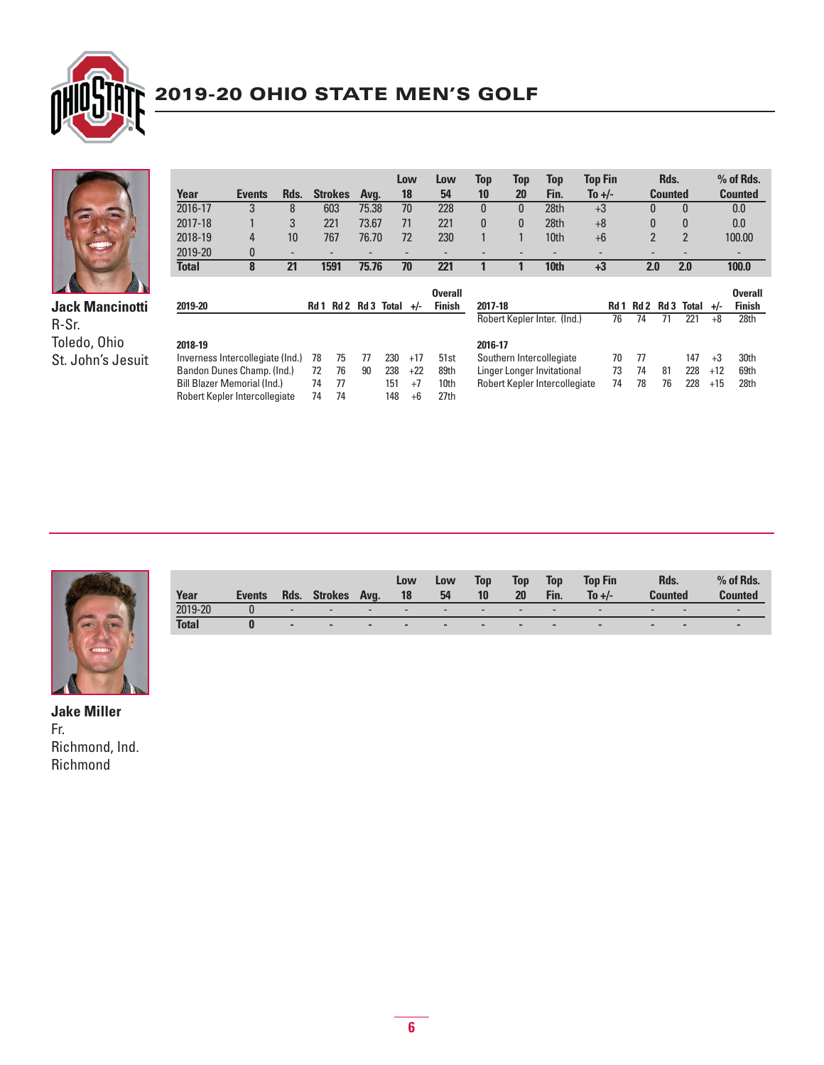# 2019-20 OHIO STATE MEN'S GOLF

**Jack Mancinotti**
R-Sr.
Toledo, Ohio
St. John's Jesuit

| Year | Events | Rds. | Strokes | Avg. | Low 18 | Low 54 | Top 10 | Top 20 | Top Fin. | Top Fin To +/- | Rds. Counted | | % of Rds. Counted |
|---|---|---|---|---|---|---|---|---|---|---|---|---|---|
| 2016-17 | 3 | 8 | 603 | 75.38 | 70 | 228 | 0 | 0 | 28th | +3 | 0 | 0 | 0.0 |
| 2017-18 | 1 | 3 | 221 | 73.67 | 71 | 221 | 0 | 0 | 28th | +8 | 0 | 0 | 0.0 |
| 2018-19 | 4 | 10 | 767 | 76.70 | 72 | 230 | 1 | 1 | 10th | +6 | 2 | 2 | 100.00 |
| 2019-20 | 0 | - | - | - | - | - | - | - | - | - | - | - | - |
| **Total** | **8** | **21** | **1591** | **75.76** | **70** | **221** | **1** | **1** | **10th** | **+3** | **2.0** | **2.0** | **100.0** |

| 2019-20 | Rd 1 | Rd 2 | Rd 3 | Total | +/- | Overall Finish |
|---|---|---|---|---|---|---|

| 2018-19 | Rd 1 | Rd 2 | Rd 3 | Total | +/- | Overall Finish |
|---|---|---|---|---|---|---|
| Inverness Intercollegiate (Ind.) | 78 | 75 | 77 | 230 | +17 | 51st |
| Bandon Dunes Champ. (Ind.) | 72 | 76 | 90 | 238 | +22 | 89th |
| Bill Blazer Memorial (Ind.) | 74 | 77 | | 151 | +7 | 10th |
| Robert Kepler Intercollegiate | 74 | 74 | | 148 | +6 | 27th |

| 2017-18 | Rd 1 | Rd 2 | Rd 3 | Total | +/- | Overall Finish |
|---|---|---|---|---|---|---|
| Robert Kepler Inter. (Ind.) | 76 | 74 | 71 | 221 | +8 | 28th |

| 2016-17 | Rd 1 | Rd 2 | Rd 3 | Total | +/- | Overall Finish |
|---|---|---|---|---|---|---|
| Southern Intercollegiate | 70 | 77 | | 147 | +3 | 30th |
| Linger Longer Invitational | 73 | 74 | 81 | 228 | +12 | 69th |
| Robert Kepler Intercollegiate | 74 | 78 | 76 | 228 | +15 | 28th |

**Jake Miller**
Fr.
Richmond, Ind.
Richmond

| Year | Events | Rds. | Strokes | Avg. | Low 18 | Low 54 | Top 10 | Top 20 | Top Fin. | Top Fin To +/- | Rds. Counted | | % of Rds. Counted |
|---|---|---|---|---|---|---|---|---|---|---|---|---|---|
| 2019-20 | 0 | - | - | - | - | - | - | - | - | - | - | - | - |
| **Total** | **0** | - | - | - | - | - | - | - | - | - | - | - | - |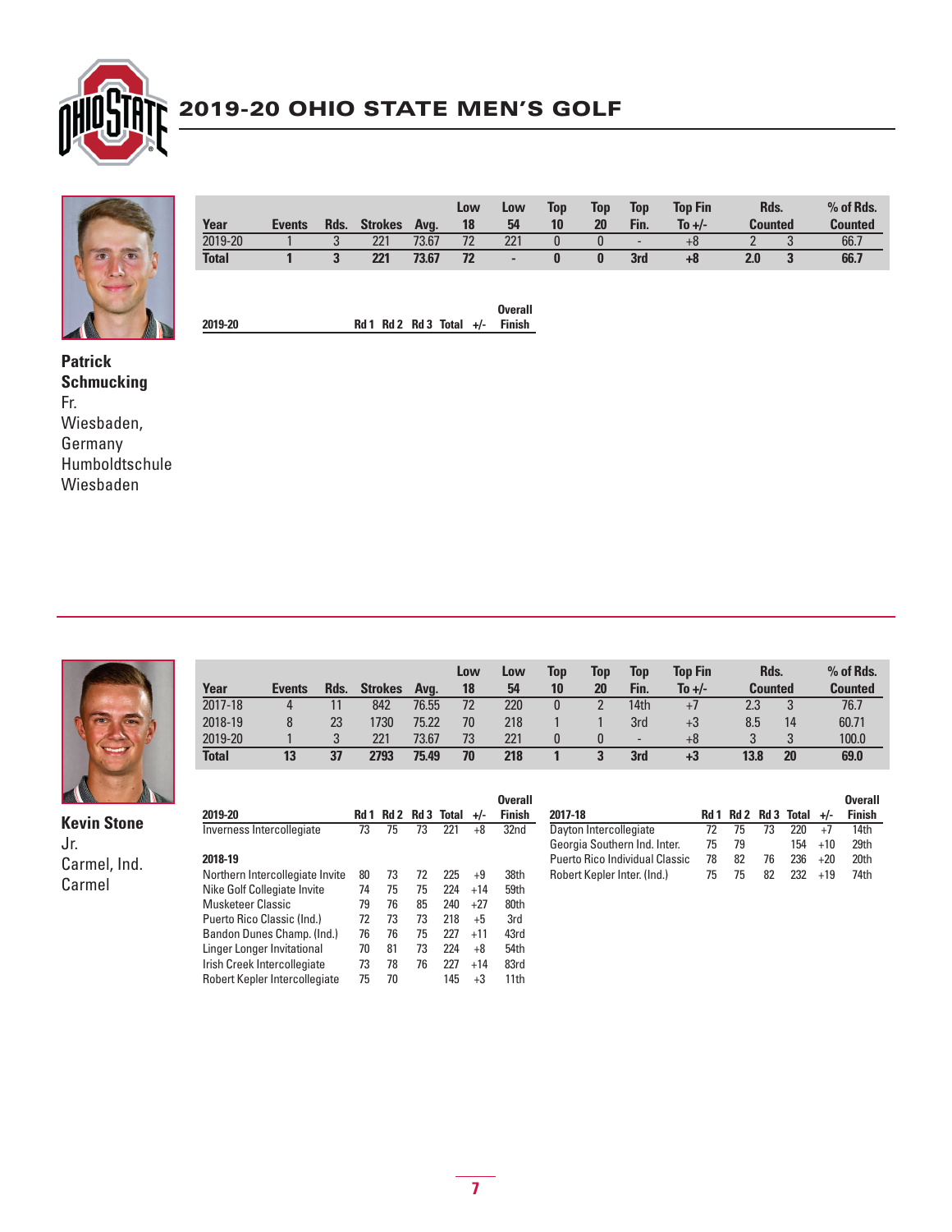## 2019-20 OHIO STATE MEN'S GOLF

**Patrick Schmucking**
Fr.
Wiesbaden, Germany
Humboldtschule Wiesbaden

| Year | Events | Rds. | Strokes | Avg. | Low 18 | Low 54 | Top 10 | Top 20 | Top Fin. | Top Fin To +/- | Rds. Counted | | % of Rds. Counted |
|---|---|---|---|---|---|---|---|---|---|---|---|---|---|
| 2019-20 | 1 | 3 | 221 | 73.67 | 72 | 221 | 0 | 0 | - | +8 | 2 | 3 | 66.7 |
| **Total** | **1** | **3** | **221** | **73.67** | **72** | **-** | **0** | **0** | **3rd** | **+8** | **2.0** | **3** | **66.7** |

| 2019-20 | Rd 1 | Rd 2 | Rd 3 | Total | +/- | Overall Finish |
|---|---|---|---|---|---|---|

**Kevin Stone**
Jr.
Carmel, Ind.
Carmel

| Year | Events | Rds. | Strokes | Avg. | Low 18 | Low 54 | Top 10 | Top 20 | Top Fin. | Top Fin To +/- | Rds. Counted | | % of Rds. Counted |
|---|---|---|---|---|---|---|---|---|---|---|---|---|---|
| 2017-18 | 4 | 11 | 842 | 76.55 | 72 | 220 | 0 | 2 | 14th | +7 | 2.3 | 3 | 76.7 |
| 2018-19 | 8 | 23 | 1730 | 75.22 | 70 | 218 | 1 | 1 | 3rd | +3 | 8.5 | 14 | 60.71 |
| 2019-20 | 1 | 3 | 221 | 73.67 | 73 | 221 | 0 | 0 | - | +8 | 3 | 3 | 100.0 |
| **Total** | **13** | **37** | **2793** | **75.49** | **70** | **218** | **1** | **3** | **3rd** | **+3** | **13.8** | **20** | **69.0** |

| 2019-20 | Rd 1 | Rd 2 | Rd 3 | Total | +/- | Overall Finish |
|---|---|---|---|---|---|---|
| Inverness Intercollegiate | 73 | 75 | 73 | 221 | +8 | 32nd |
| **2018-19** | | | | | | |
| Northern Intercollegiate Invite | 80 | 73 | 72 | 225 | +9 | 38th |
| Nike Golf Collegiate Invite | 74 | 75 | 75 | 224 | +14 | 59th |
| Musketeer Classic | 79 | 76 | 85 | 240 | +27 | 80th |
| Puerto Rico Classic (Ind.) | 72 | 73 | 73 | 218 | +5 | 3rd |
| Bandon Dunes Champ. (Ind.) | 76 | 76 | 75 | 227 | +11 | 43rd |
| Linger Longer Invitational | 70 | 81 | 73 | 224 | +8 | 54th |
| Irish Creek Intercollegiate | 73 | 78 | 76 | 227 | +14 | 83rd |
| Robert Kepler Intercollegiate | 75 | 70 | | 145 | +3 | 11th |

| 2017-18 | Rd 1 | Rd 2 | Rd 3 | Total | +/- | Overall Finish |
|---|---|---|---|---|---|---|
| Dayton Intercollegiate | 72 | 75 | 73 | 220 | +7 | 14th |
| Georgia Southern Ind. Inter. | 75 | 79 | | 154 | +10 | 29th |
| Puerto Rico Individual Classic | 78 | 82 | 76 | 236 | +20 | 20th |
| Robert Kepler Inter. (Ind.) | 75 | 75 | 82 | 232 | +19 | 74th |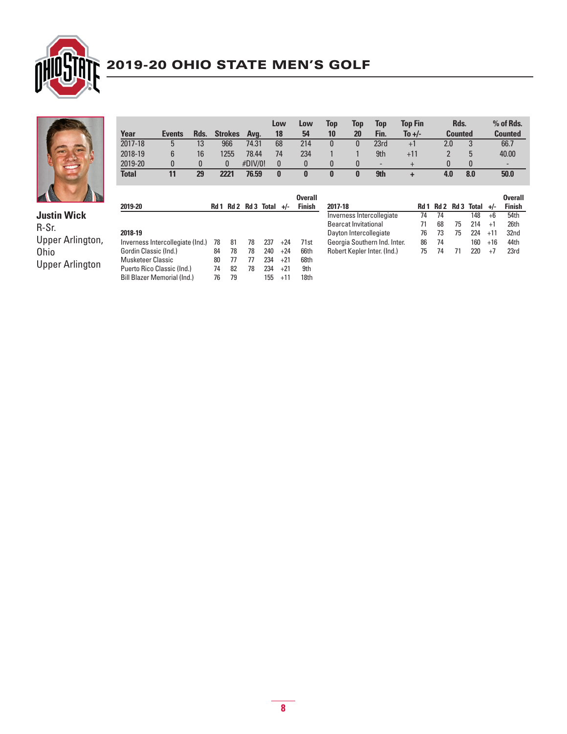# 2019-20 OHIO STATE MEN'S GOLF

**Justin Wick**
R-Sr.
Upper Arlington, Ohio
Upper Arlington

| Year | Events | Rds. | Strokes | Avg. | Low 18 | Low 54 | Top 10 | Top 20 | Top Fin. | Top Fin To +/- | Rds. Counted | | % of Rds. Counted |
|---|---|---|---|---|---|---|---|---|---|---|---|---|---|
| 2017-18 | 5 | 13 | 966 | 74.31 | 68 | 214 | 0 | 0 | 23rd | +1 | 2.0 | 3 | 66.7 |
| 2018-19 | 6 | 16 | 1255 | 78.44 | 74 | 234 | 1 | 1 | 9th | +11 | 2 | 5 | 40.00 |
| 2019-20 | 0 | 0 | 0 | #DIV/0! | 0 | 0 | 0 | 0 | - | + | 0 | 0 | - |
| **Total** | **11** | **29** | **2221** | **76.59** | **0** | **0** | **0** | **0** | **9th** | **+** | **4.0** | **8.0** | **50.0** |

| 2019-20 | Rd 1 | Rd 2 | Rd 3 | Total | +/- | Overall Finish |
|---|---|---|---|---|---|---|
| **2018-19** | | | | | | |
| Inverness Intercollegiate (Ind.) | 78 | 81 | 78 | 237 | +24 | 71st |
| Gordin Classic (Ind.) | 84 | 78 | 78 | 240 | +24 | 66th |
| Musketeer Classic | 80 | 77 | 77 | 234 | +21 | 68th |
| Puerto Rico Classic (Ind.) | 74 | 82 | 78 | 234 | +21 | 9th |
| Bill Blazer Memorial (Ind.) | 76 | 79 | | 155 | +11 | 18th |

| 2017-18 | Rd 1 | Rd 2 | Rd 3 | Total | +/- | Overall Finish |
|---|---|---|---|---|---|---|
| Inverness Intercollegiate | 74 | 74 | | 148 | +6 | 54th |
| Bearcat Invitational | 71 | 68 | 75 | 214 | +1 | 26th |
| Dayton Intercollegiate | 76 | 73 | 75 | 224 | +11 | 32nd |
| Georgia Southern Ind. Inter. | 86 | 74 | | 160 | +16 | 44th |
| Robert Kepler Inter. (Ind.) | 75 | 74 | 71 | 220 | +7 | 23rd |